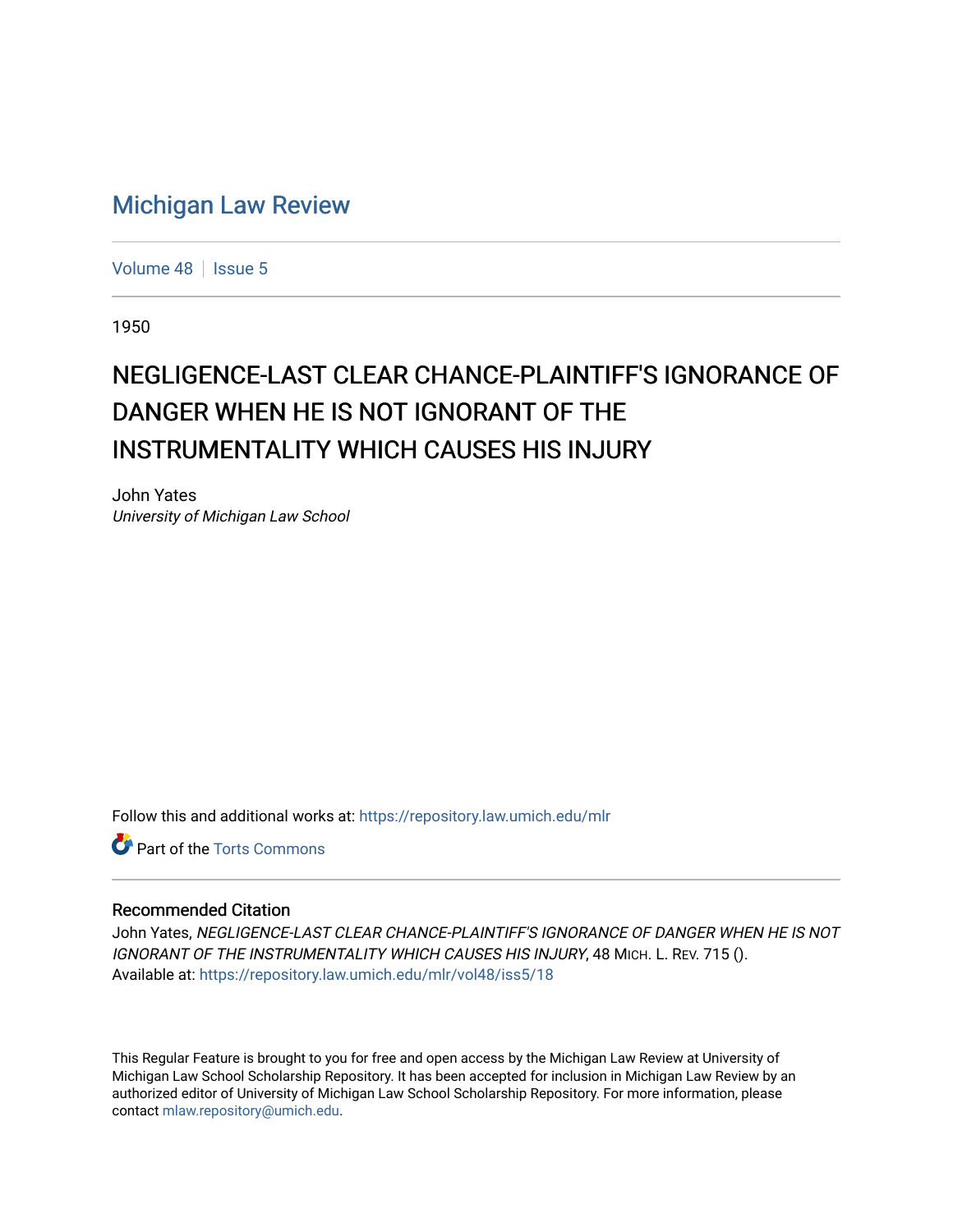# Michigan Law Review

Volume 48 | Issue 5

1950

## NEGLIGENCE-LAST CLEAR CHANCE-PLAINTIFF'S IGNORANCE OF DANGER WHEN HE IS NOT IGNORANT OF THE INSTRUMENTALITY WHICH CAUSES HIS INJURY

John Yates
*University of Michigan Law School*

Follow this and additional works at: https://repository.law.umich.edu/mlr

Part of the Torts Commons

### Recommended Citation

John Yates, *NEGLIGENCE-LAST CLEAR CHANCE-PLAINTIFF'S IGNORANCE OF DANGER WHEN HE IS NOT IGNORANT OF THE INSTRUMENTALITY WHICH CAUSES HIS INJURY*, 48 MICH. L. REV. 715 ().
Available at: https://repository.law.umich.edu/mlr/vol48/iss5/18

This Regular Feature is brought to you for free and open access by the Michigan Law Review at University of Michigan Law School Scholarship Repository. It has been accepted for inclusion in Michigan Law Review by an authorized editor of University of Michigan Law School Scholarship Repository. For more information, please contact mlaw.repository@umich.edu.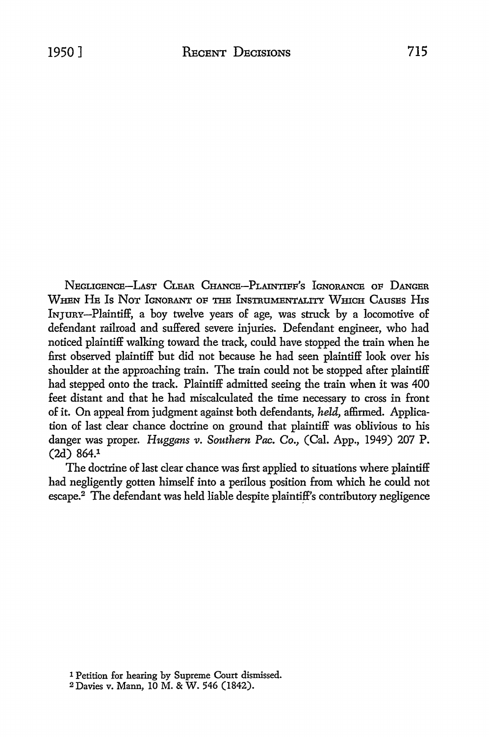NEGLIGENCE—LAST CLEAR CHANCE—PLAINTIFF'S IGNORANCE OF DANGER WHEN HE IS NOT IGNORANT OF THE INSTRUMENTALITY WHICH CAUSES HIS INJURY—Plaintiff, a boy twelve years of age, was struck by a locomotive of defendant railroad and suffered severe injuries. Defendant engineer, who had noticed plaintiff walking toward the track, could have stopped the train when he first observed plaintiff but did not because he had seen plaintiff look over his shoulder at the approaching train. The train could not be stopped after plaintiff had stepped onto the track. Plaintiff admitted seeing the train when it was 400 feet distant and that he had miscalculated the time necessary to cross in front of it. On appeal from judgment against both defendants, *held,* affirmed. Application of last clear chance doctrine on ground that plaintiff was oblivious to his danger was proper. *Huggans v. Southern Pac. Co.,* (Cal. App., 1949) 207 P. (2d) 864.[1]

The doctrine of last clear chance was first applied to situations where plaintiff had negligently gotten himself into a perilous position from which he could not escape.[2] The defendant was held liable despite plaintiff's contributory negligence

[1] Petition for hearing by Supreme Court dismissed.

[2] Davies v. Mann, 10 M. & W. 546 (1842).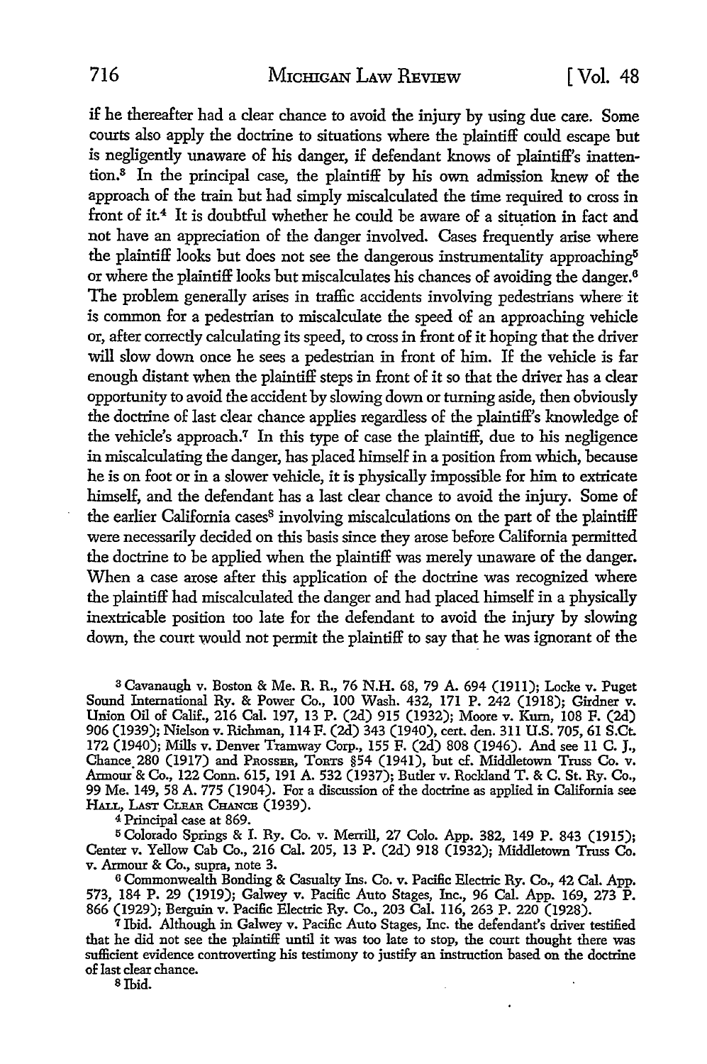if he thereafter had a clear chance to avoid the injury by using due care. Some courts also apply the doctrine to situations where the plaintiff could escape but is negligently unaware of his danger, if defendant knows of plaintiff's inattention.[3] In the principal case, the plaintiff by his own admission knew of the approach of the train but had simply miscalculated the time required to cross in front of it.[4] It is doubtful whether he could be aware of a situation in fact and not have an appreciation of the danger involved. Cases frequently arise where the plaintiff looks but does not see the dangerous instrumentality approaching[5] or where the plaintiff looks but miscalculates his chances of avoiding the danger.[6] The problem generally arises in traffic accidents involving pedestrians where it is common for a pedestrian to miscalculate the speed of an approaching vehicle or, after correctly calculating its speed, to cross in front of it hoping that the driver will slow down once he sees a pedestrian in front of him. If the vehicle is far enough distant when the plaintiff steps in front of it so that the driver has a clear opportunity to avoid the accident by slowing down or turning aside, then obviously the doctrine of last clear chance applies regardless of the plaintiff's knowledge of the vehicle's approach.[7] In this type of case the plaintiff, due to his negligence in miscalculating the danger, has placed himself in a position from which, because he is on foot or in a slower vehicle, it is physically impossible for him to extricate himself, and the defendant has a last clear chance to avoid the injury. Some of the earlier California cases[8] involving miscalculations on the part of the plaintiff were necessarily decided on this basis since they arose before California permitted the doctrine to be applied when the plaintiff was merely unaware of the danger. When a case arose after this application of the doctrine was recognized where the plaintiff had miscalculated the danger and had placed himself in a physically inextricable position too late for the defendant to avoid the injury by slowing down, the court would not permit the plaintiff to say that he was ignorant of the

---

[3] Cavanaugh v. Boston & Me. R. R., 76 N.H. 68, 79 A. 694 (1911); Locke v. Puget Sound International Ry. & Power Co., 100 Wash. 432, 171 P. 242 (1918); Girdner v. Union Oil of Calif., 216 Cal. 197, 13 P. (2d) 915 (1932); Moore v. Kurn, 108 F. (2d) 906 (1939); Nielson v. Richman, 114 F. (2d) 343 (1940), cert. den. 311 U.S. 705, 61 S.Ct. 172 (1940); Mills v. Denver Tramway Corp., 155 F. (2d) 808 (1946). And see 11 C. J., Chance 280 (1917) and PROSSER, TORTS §54 (1941), but cf. Middletown Truss Co. v. Armour & Co., 122 Conn. 615, 191 A. 532 (1937); Butler v. Rockland T. & C. St. Ry. Co., 99 Me. 149, 58 A. 775 (1904). For a discussion of the doctrine as applied in California see HALL, LAST CLEAR CHANCE (1939).

[4] Principal case at 869.

[5] Colorado Springs & I. Ry. Co. v. Merrill, 27 Colo. App. 382, 149 P. 843 (1915); Center v. Yellow Cab Co., 216 Cal. 205, 13 P. (2d) 918 (1932); Middletown Truss Co. v. Armour & Co., supra, note 3.

[6] Commonwealth Bonding & Casualty Ins. Co. v. Pacific Electric Ry. Co., 42 Cal. App. 573, 184 P. 29 (1919); Galwey v. Pacific Auto Stages, Inc., 96 Cal. App. 169, 273 P. 866 (1929); Berguin v. Pacific Electric Ry. Co., 203 Cal. 116, 263 P. 220 (1928).

[7] Ibid. Although in Galwey v. Pacific Auto Stages, Inc. the defendant's driver testified that he did not see the plaintiff until it was too late to stop, the court thought there was sufficient evidence controverting his testimony to justify an instruction based on the doctrine of last clear chance.

[8] Ibid.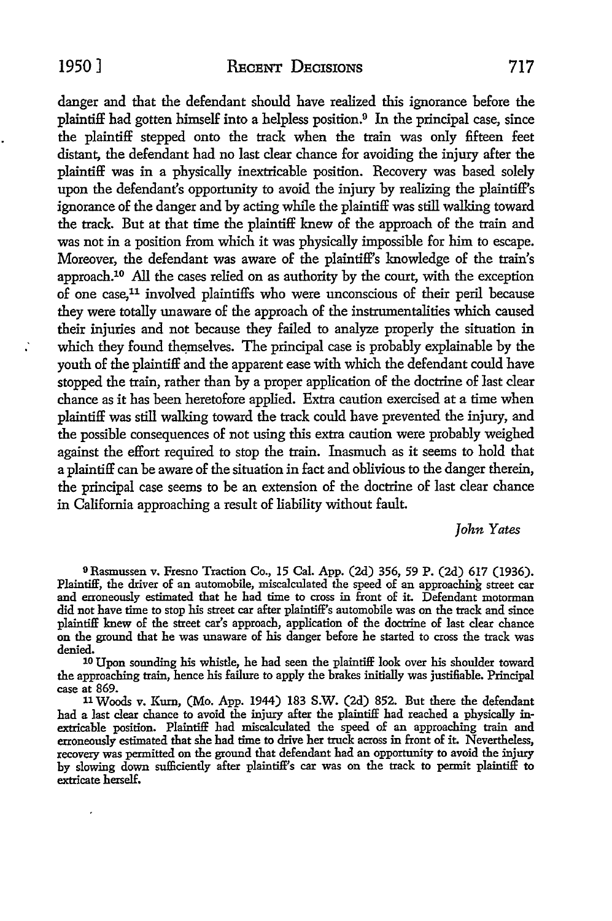danger and that the defendant should have realized this ignorance before the plaintiff had gotten himself into a helpless position.[9] In the principal case, since the plaintiff stepped onto the track when the train was only fifteen feet distant, the defendant had no last clear chance for avoiding the injury after the plaintiff was in a physically inextricable position. Recovery was based solely upon the defendant's opportunity to avoid the injury by realizing the plaintiff's ignorance of the danger and by acting while the plaintiff was still walking toward the track. But at that time the plaintiff knew of the approach of the train and was not in a position from which it was physically impossible for him to escape. Moreover, the defendant was aware of the plaintiff's knowledge of the train's approach.[10] All the cases relied on as authority by the court, with the exception of one case,[11] involved plaintiffs who were unconscious of their peril because they were totally unaware of the approach of the instrumentalities which caused their injuries and not because they failed to analyze properly the situation in which they found themselves. The principal case is probably explainable by the youth of the plaintiff and the apparent ease with which the defendant could have stopped the train, rather than by a proper application of the doctrine of last clear chance as it has been heretofore applied. Extra caution exercised at a time when plaintiff was still walking toward the track could have prevented the injury, and the possible consequences of not using this extra caution were probably weighed against the effort required to stop the train. Inasmuch as it seems to hold that a plaintiff can be aware of the situation in fact and oblivious to the danger therein, the principal case seems to be an extension of the doctrine of last clear chance in California approaching a result of liability without fault.

*John Yates*

---

[9] Rasmussen v. Fresno Traction Co., 15 Cal. App. (2d) 356, 59 P. (2d) 617 (1936). Plaintiff, the driver of an automobile, miscalculated the speed of an approaching street car and erroneously estimated that he had time to cross in front of it. Defendant motorman did not have time to stop his street car after plaintiff's automobile was on the track and since plaintiff knew of the street car's approach, application of the doctrine of last clear chance on the ground that he was unaware of his danger before he started to cross the track was denied.

[10] Upon sounding his whistle, he had seen the plaintiff look over his shoulder toward the approaching train, hence his failure to apply the brakes initially was justifiable. Principal case at 869.

[11] Woods v. Kurn, (Mo. App. 1944) 183 S.W. (2d) 852. But there the defendant had a last clear chance to avoid the injury after the plaintiff had reached a physically inextricable position. Plaintiff had miscalculated the speed of an approaching train and erroneously estimated that she had time to drive her truck across in front of it. Nevertheless, recovery was permitted on the ground that defendant had an opportunity to avoid the injury by slowing down sufficiently after plaintiff's car was on the track to permit plaintiff to extricate herself.